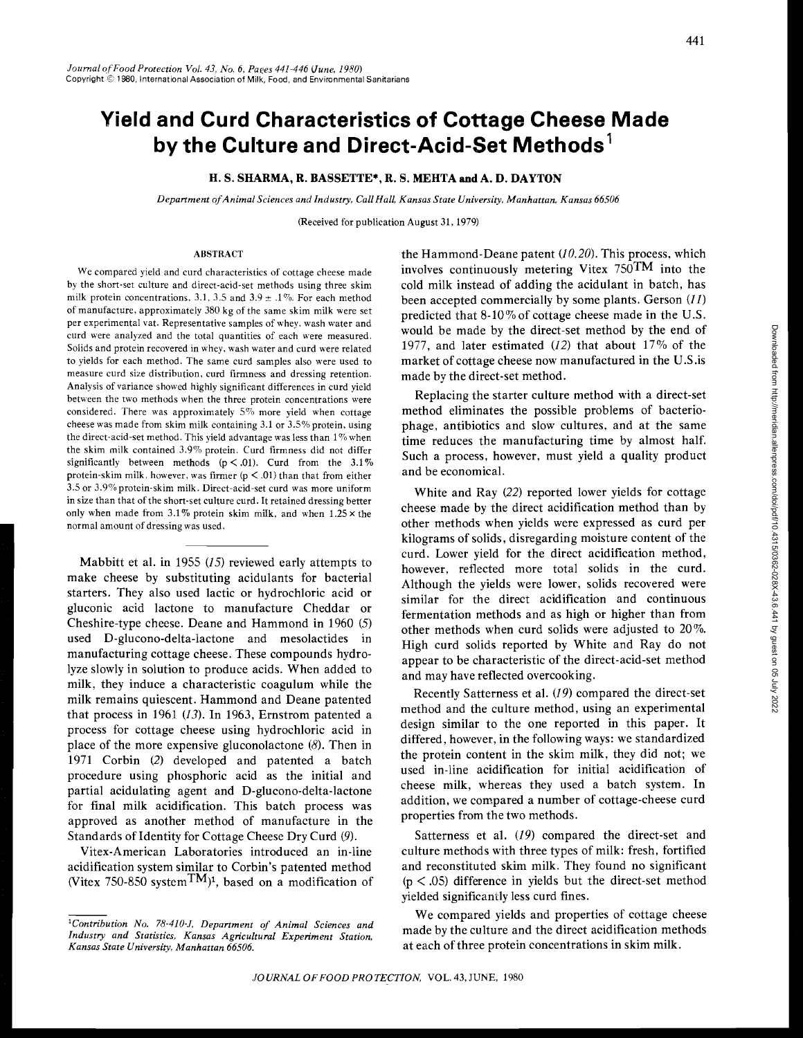# Yield and Curd Characteristics of Cottage Cheese Made by the Culture and Direct-Acid-Set Methods[1]

**H. S. SHARMA, R. BASSETTE*, R. S. MEHTA and A. D. DAYTON**

*Department of Animal Sciences and Industry, Call Hall, Kansas State University, Manhattan, Kansas 66506*

(Received for publication August 31, 1979)

## ABSTRACT

We compared yield and curd characteristics of cottage cheese made by the short-set culture and direct-acid-set methods using three skim milk protein concentrations, 3.1, 3.5 and 3.9 ± .1%. For each method of manufacture, approximately 380 kg of the same skim milk were set per experimental vat. Representative samples of whey, wash water and curd were analyzed and the total quantities of each were measured. Solids and protein recovered in whey, wash water and curd were related to yields for each method. The same curd samples also were used to measure curd size distribution, curd firmness and dressing retention. Analysis of variance showed highly significant differences in curd yield between the two methods when the three protein concentrations were considered. There was approximately 5% more yield when cottage cheese was made from skim milk containing 3.1 or 3.5% protein, using the direct-acid-set method. This yield advantage was less than 1% when the skim milk contained 3.9% protein. Curd firmness did not differ significantly between methods ($p < .01$). Curd from the 3.1% protein-skim milk, however, was firmer ($p < .01$) than that from either 3.5 or 3.9% protein-skim milk. Direct-acid-set curd was more uniform in size than that of the short-set culture curd. It retained dressing better only when made from 3.1% protein skim milk, and when 1.25 × the normal amount of dressing was used.

---

Mabbitt et al. in 1955 (*15*) reviewed early attempts to make cheese by substituting acidulants for bacterial starters. They also used lactic or hydrochloric acid or gluconic acid lactone to manufacture Cheddar or Cheshire-type cheese. Deane and Hammond in 1960 (*5*) used D-glucono-delta-lactone and mesolactides in manufacturing cottage cheese. These compounds hydrolyze slowly in solution to produce acids. When added to milk, they induce a characteristic coagulum while the milk remains quiescent. Hammond and Deane patented that process in 1961 (*13*). In 1963, Ernstrom patented a process for cottage cheese using hydrochloric acid in place of the more expensive gluconolactone (*8*). Then in 1971 Corbin (*2*) developed and patented a batch procedure using phosphoric acid as the initial and partial acidulating agent and D-glucono-delta-lactone for final milk acidification. This batch process was approved as another method of manufacture in the Standards of Identity for Cottage Cheese Dry Curd (*9*).

Vitex-American Laboratories introduced an in-line acidification system similar to Corbin's patented method (Vitex 750-850 system™)[1], based on a modification of the Hammond-Deane patent (*10,20*). This process, which involves continuously metering Vitex 750™ into the cold milk instead of adding the acidulant in batch, has been accepted commercially by some plants. Gerson (*11*) predicted that 8-10% of cottage cheese made in the U.S. would be made by the direct-set method by the end of 1977, and later estimated (*12*) that about 17% of the market of cottage cheese now manufactured in the U.S.is made by the direct-set method.

Replacing the starter culture method with a direct-set method eliminates the possible problems of bacteriophage, antibiotics and slow cultures, and at the same time reduces the manufacturing time by almost half. Such a process, however, must yield a quality product and be economical.

White and Ray (*22*) reported lower yields for cottage cheese made by the direct acidification method than by other methods when yields were expressed as curd per kilograms of solids, disregarding moisture content of the curd. Lower yield for the direct acidification method, however, reflected more total solids in the curd. Although the yields were lower, solids recovered were similar for the direct acidification and continuous fermentation methods and as high or higher than from other methods when curd solids were adjusted to 20%. High curd solids reported by White and Ray do not appear to be characteristic of the direct-acid-set method and may have reflected overcooking.

Recently Satterness et al. (*19*) compared the direct-set method and the culture method, using an experimental design similar to the one reported in this paper. It differed, however, in the following ways: we standardized the protein content in the skim milk, they did not; we used in-line acidification for initial acidification of cheese milk, whereas they used a batch system. In addition, we compared a number of cottage-cheese curd properties from the two methods.

Satterness et al. (*19*) compared the direct-set and culture methods with three types of milk: fresh, fortified and reconstituted skim milk. They found no significant ($p < .05$) difference in yields but the direct-set method yielded significantly less curd fines.

We compared yields and properties of cottage cheese made by the culture and the direct acidification methods at each of three protein concentrations in skim milk.

---

[1]*Contribution No. 78-410-J, Department of Animal Sciences and Industry and Statistics, Kansas Agricultural Experiment Station, Kansas State University, Manhattan 66506.*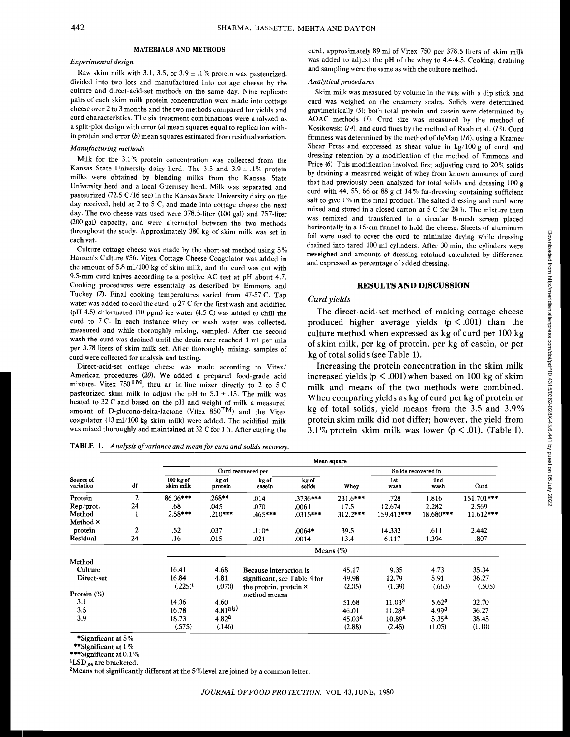## MATERIALS AND METHODS

### *Experimental design*

Raw skim milk with 3.1, 3.5, or 3.9 ± .1% protein was pasteurized, divided into two lots and manufactured into cottage cheese by the culture and direct-acid-set methods on the same day. Nine replicate pairs of each skim milk protein concentration were made into cottage cheese over 2 to 3 months and the two methods compared for yields and curd characteristics. The six treatment combinations were analyzed as a split-plot design with error (*a*) mean squares equal to replication within protein and error (*b*) mean squares estimated from residual variation.

### *Manufacturing methods*

Milk for the 3.1% protein concentration was collected from the Kansas State University dairy herd. The 3.5 and 3.9 ± .1% protein milks were obtained by blending milks from the Kansas State University herd and a local Guernsey herd. Milk was separated and pasteurized (72.5 C/16 sec) in the Kansas State University dairy on the day received, held at 2 to 5 C, and made into cottage cheese the next day. The two cheese vats used were 378.5-liter (100 gal) and 757-liter (200 gal) capacity, and were alternated between the two methods throughout the study. Approximately 380 kg of skim milk was set in each vat.

Culture cottage cheese was made by the short-set method using 5% Hansen's Culture #56. Vitex Cottage Cheese Coagulator was added in the amount of 5.8 ml/100 kg of skim milk, and the curd was cut with 9.5-mm curd knives according to a positive AC test at pH about 4.7. Cooking procedures were essentially as described by Emmons and Tuckey (*7*). Final cooking temperatures varied from 47-57 C. Tap water was added to cool the curd to 27 C for the first wash and acidified (pH 4.5) chlorinated (10 ppm) ice water (4.5 C) was added to chill the curd to 7 C. In each instance whey or wash water was collected, measured and while thoroughly mixing, sampled. After the second wash the curd was drained until the drain rate reached 1 ml per min per 3.78 liters of skim milk set. After thoroughly mixing, samples of curd were collected for analysis and testing.

Direct-acid-set cottage cheese was made according to Vitex/American procedures (*20*). We added a prepared food-grade acid mixture, Vitex 750™, thru an in-line mixer directly to 2 to 5 C pasteurized skim milk to adjust the pH to 5.1 ± .15. The milk was heated to 32 C and based on the pH and weight of milk a measured amount of D-glucono-delta-lactone (Vitex 850™) and the Vitex coagulator (13 ml/100 kg skim milk) were added. The acidified milk was mixed thoroughly and maintained at 32 C for 1 h. After cutting the curd, approximately 89 ml of Vitex 750 per 378.5 liters of skim milk was added to adjust the pH of the whey to 4.4-4.5. Cooking, draining and sampling were the same as with the culture method.

### *Analytical procedures*

Skim milk was measured by volume in the vats with a dip stick and curd was weighed on the creamery scales. Solids were determined gravimetrically (*5*); both total protein and casein were determined by AOAC methods (*1*). Curd size was measured by the method of Kosikowski (*14*), and curd fines by the method of Raab et al. (*18*). Curd firmness was determined by the method of deMan (*16*), using a Kramer Shear Press and expressed as shear value in kg/100 g of curd and dressing retention by a modification of the method of Emmons and Price (*6*). This modification involved first adjusting curd to 20% solids by draining a measured weight of whey from known amounts of curd that had previously been analyzed for total solids and dressing 100 g curd with 44, 55, 66 or 88 g of 14% fat-dressing containing sufficient salt to give 1% in the final product. The salted dressing and curd were mixed and stored in a closed carton at 5 C for 24 h. The mixture then was remixed and transferred to a circular 8-mesh screen placed horizontally in a 15-cm funnel to hold the cheese. Sheets of aluminum foil were used to cover the curd to minimize drying while dressing drained into tared 100 ml cylinders. After 30 min, the cylinders were reweighed and amounts of dressing retained calculated by difference and expressed as percentage of added dressing.

## RESULTS AND DISCUSSION

### *Curd yields*

The direct-acid-set method of making cottage cheese produced higher average yields ($p < .001$) than the culture method when expressed as kg of curd per 100 kg of skim milk, per kg of protein, per kg of casein, or per kg of total solids (see Table 1).

Increasing the protein concentration in the skim milk increased yields ($p < .001$) when based on 100 kg of skim milk and means of the two methods were combined. When comparing yields as kg of curd per kg of protein or kg of total solids, yield means from the 3.5 and 3.9% protein skim milk did not differ; however, the yield from 3.1% protein skim milk was lower ($p < .01$), (Table 1).

TABLE 1. *Analysis of variance and mean for curd and solids recovery.*

| | | Mean square | | | | | | | |
|---|---|---|---|---|---|---|---|---|---|
| | | Curd recovered per | | | | Solids recovered in | | | |
| Source of variation | df | 100 kg of skim milk | kg of protein | kg of casein | kg of solids | Whey | 1st wash | 2nd wash | Curd |
| Protein | 2 | 86.36*** | .268** | .014 | .3736*** | 231.6*** | .728 | 1.816 | 151.701*** |
| Rep/prot. | 24 | .68 | .045 | .070 | .0061 | 17.5 | 12.674 | 2.282 | 2.569 |
| Method | 1 | 2.58*** | .210*** | .465*** | .0315*** | 312.2*** | 159.412*** | 18.680*** | 11.612*** |
| Method × protein | 2 | .52 | .037 | .110* | .0064* | 39.5 | 14.332 | .611 | 2.442 |
| Residual | 24 | .16 | .015 | .021 | .0014 | 13.4 | 6.117 | 1.394 | .807 |
| | | Means (%) | | | | | | | |
| Method | | | | | | | | | |
| Culture | | 16.41 | 4.68 | Because interaction is significant, see Table 4 for the protein, protein × method means | | 45.17 | 9.35 | 4.73 | 35.34 |
| Direct-set | | 16.84 | 4.81 | | | 49.98 | 12.79 | 5.91 | 36.27 |
| | | (.225)[1] | (.070) | | | (2.05) | (1.39) | (.663) | (.505) |
| Protein (%) | | | | | | | | | |
| 3.1 | | 14.36 | 4.60 | | | 51.68 | 11.03[a] | 5.62[a] | 32.70 |
| 3.5 | | 16.78 | 4.81[a(2)] | | | 46.01 | 11.28[a] | 4.99[a] | 36.27 |
| 3.9 | | 18.73 | 4.82[a] | | | 45.03[a] | 10.89[a] | 5.35[a] | 38.45 |
| | | (.575) | (.146) | | | (2.88) | (2.45) | (1.05) | (1.10) |

*Significant at 5%

**Significant at 1%

***Significant at 0.1%

[1]LSD$_{.05}$ are bracketed.

[2]Means not significantly different at the 5% level are joined by a common letter.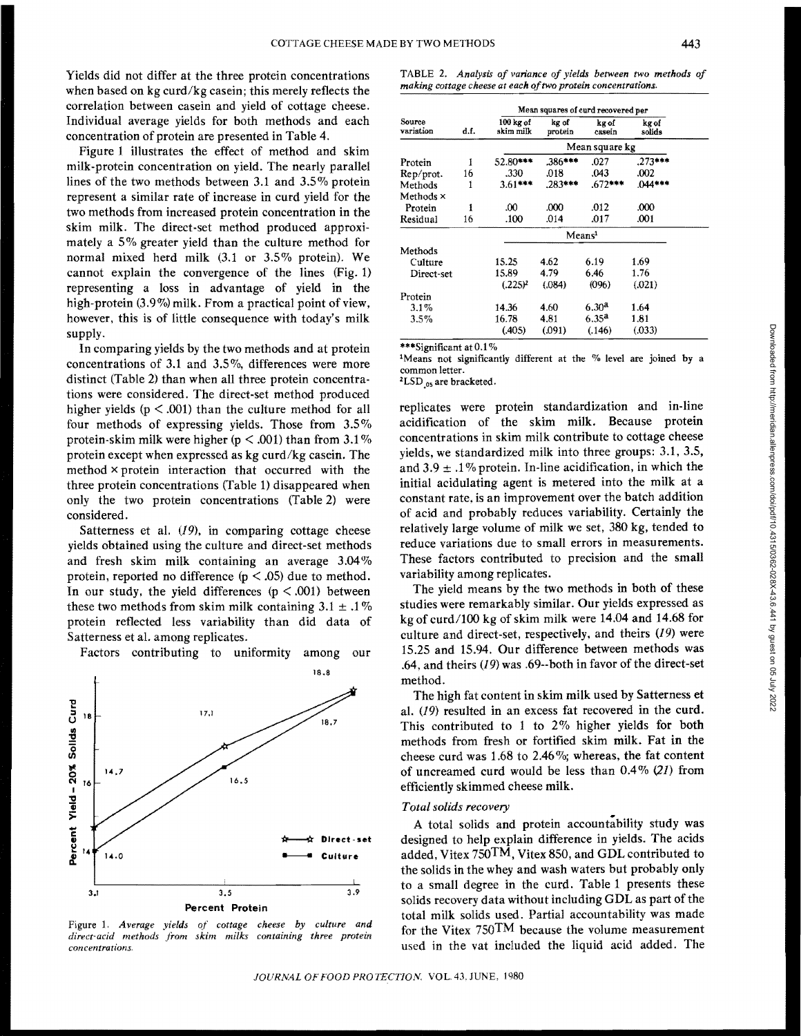Yields did not differ at the three protein concentrations when based on kg curd/kg casein; this merely reflects the correlation between casein and yield of cottage cheese. Individual average yields for both methods and each concentration of protein are presented in Table 4.

Figure 1 illustrates the effect of method and skim milk-protein concentration on yield. The nearly parallel lines of the two methods between 3.1 and 3.5% protein represent a similar rate of increase in curd yield for the two methods from increased protein concentration in the skim milk. The direct-set method produced approximately a 5% greater yield than the culture method for normal mixed herd milk (3.1 or 3.5% protein). We cannot explain the convergence of the lines (Fig. 1) representing a loss in advantage of yield in the high-protein (3.9%) milk. From a practical point of view, however, this is of little consequence with today's milk supply.

In comparing yields by the two methods and at protein concentrations of 3.1 and 3.5%, differences were more distinct (Table 2) than when all three protein concentrations were considered. The direct-set method produced higher yields ($p < .001$) than the culture method for all four methods of expressing yields. Those from 3.5% protein-skim milk were higher ($p < .001$) than from 3.1% protein except when expressed as kg curd/kg casein. The method × protein interaction that occurred with the three protein concentrations (Table 1) disappeared when only the two protein concentrations (Table 2) were considered.

Satterness et al. (19), in comparing cottage cheese yields obtained using the culture and direct-set methods and fresh skim milk containing an average 3.04% protein, reported no difference ($p < .05$) due to method. In our study, the yield differences ($p < .001$) between these two methods from skim milk containing 3.1 ± .1% protein reflected less variability than did data of Satterness et al. among replicates.

Factors contributing to uniformity among our

18.8

17.1

18.7

14.7

16.5

14.0

Direct-set

Culture

Percent Yield – 20% Solids Curd

Percent Protein

Figure 1. *Average yields of cottage cheese by culture and direct-acid methods from skim milks containing three protein concentrations.*

TABLE 2. *Analysis of variance of yields between two methods of making cottage cheese at each of two protein concentrations.*

| Source variation | d.f. | Mean squares of curd recovered per 100 kg of skim milk | kg of protein | kg of casein | kg of solids |
|---|---|---|---|---|---|
| | | Mean square kg | | | |
| Protein | 1 | 52.80*** | .386*** | .027 | .273*** |
| Rep/prot. | 16 | .330 | .018 | .043 | .002 |
| Methods | 1 | 3.61*** | .283*** | .672*** | .044*** |
| Methods × Protein | 1 | .00 | .000 | .012 | .000 |
| Residual | 16 | .100 | .014 | .017 | .001 |
| | | Means[1] | | | |
| Methods | | | | | |
| Culture | | 15.25 | 4.62 | 6.19 | 1.69 |
| Direct-set | | 15.89 | 4.79 | 6.46 | 1.76 |
| | | (.225)[2] | (.084) | (096) | (.021) |
| Protein | | | | | |
| 3.1% | | 14.36 | 4.60 | 6.30[a] | 1.64 |
| 3.5% | | 16.78 | 4.81 | 6.35[a] | 1.81 |
| | | (.405) | (.091) | (.146) | (.033) |

***Significant at 0.1%

[1]Means not significantly different at the % level are joined by a common letter.

[2]$LSD_{.05}$ are bracketed.

replicates were protein standardization and in-line acidification of the skim milk. Because protein concentrations in skim milk contribute to cottage cheese yields, we standardized milk into three groups: 3.1, 3.5, and 3.9 ± .1% protein. In-line acidification, in which the initial acidulating agent is metered into the milk at a constant rate, is an improvement over the batch addition of acid and probably reduces variability. Certainly the relatively large volume of milk we set, 380 kg, tended to reduce variations due to small errors in measurements. These factors contributed to precision and the small variability among replicates.

The yield means by the two methods in both of these studies were remarkably similar. Our yields expressed as kg of curd/100 kg of skim milk were 14.04 and 14.68 for culture and direct-set, respectively, and theirs (19) were 15.25 and 15.94. Our difference between methods was .64, and theirs (19) was .69--both in favor of the direct-set method.

The high fat content in skim milk used by Satterness et al. (19) resulted in an excess fat recovered in the curd. This contributed to 1 to 2% higher yields for both methods from fresh or fortified skim milk. Fat in the cheese curd was 1.68 to 2.46%; whereas, the fat content of uncreamed curd would be less than 0.4% (21) from efficiently skimmed cheese milk.

### *Total solids recovery*

A total solids and protein accountability study was designed to help explain difference in yields. The acids added, Vitex 750™, Vitex 850, and GDL contributed to the solids in the whey and wash waters but probably only to a small degree in the curd. Table 1 presents these solids recovery data without including GDL as part of the total milk solids used. Partial accountability was made for the Vitex 750™ because the volume measurement used in the vat included the liquid acid added. The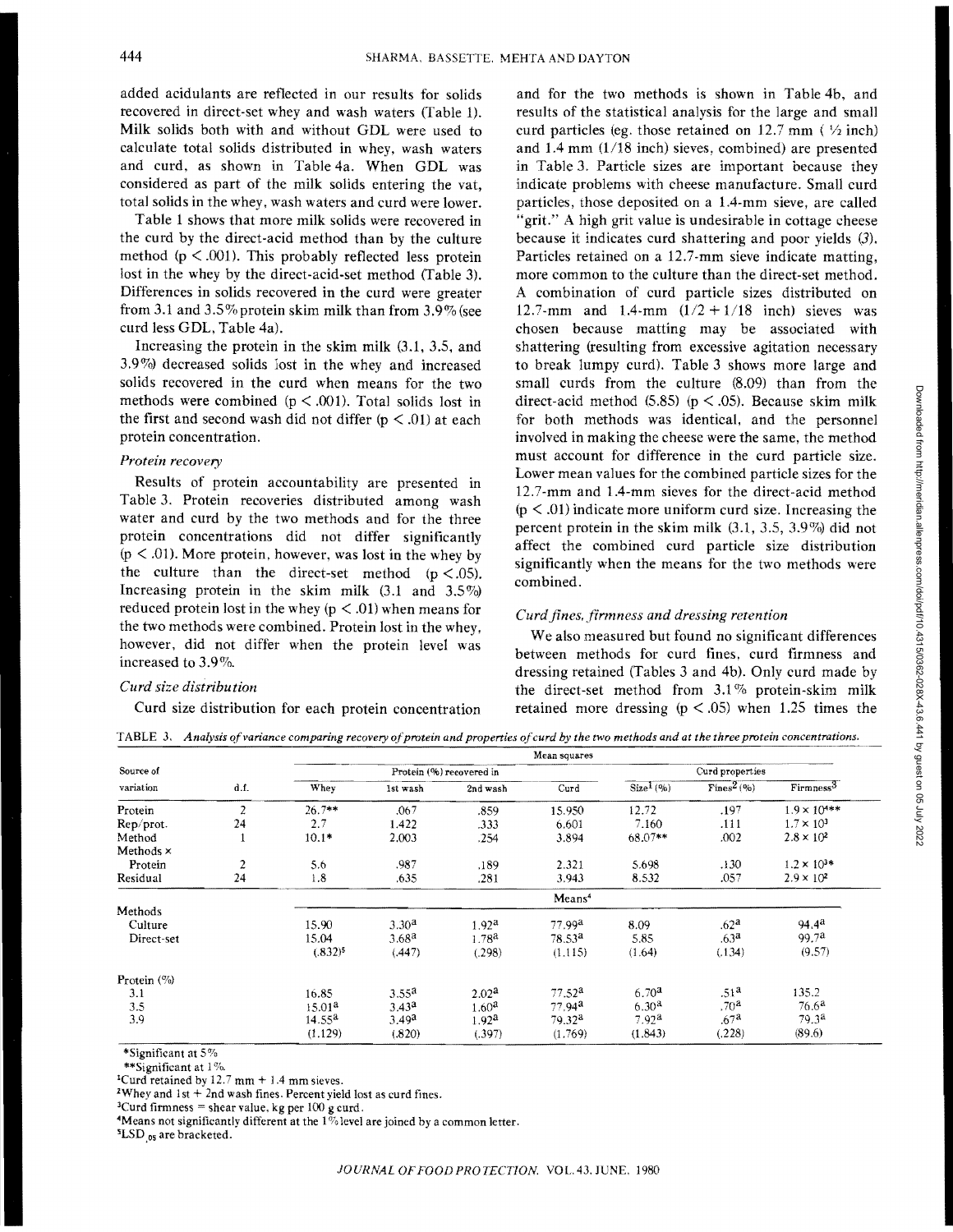added acidulants are reflected in our results for solids recovered in direct-set whey and wash waters (Table 1). Milk solids both with and without GDL were used to calculate total solids distributed in whey, wash waters and curd, as shown in Table 4a. When GDL was considered as part of the milk solids entering the vat, total solids in the whey, wash waters and curd were lower.

Table 1 shows that more milk solids were recovered in the curd by the direct-acid method than by the culture method ($p < .001$). This probably reflected less protein lost in the whey by the direct-acid-set method (Table 3). Differences in solids recovered in the curd were greater from 3.1 and 3.5% protein skim milk than from 3.9% (see curd less GDL, Table 4a).

Increasing the protein in the skim milk (3.1, 3.5, and 3.9%) decreased solids lost in the whey and increased solids recovered in the curd when means for the two methods were combined ($p < .001$). Total solids lost in the first and second wash did not differ ($p < .01$) at each protein concentration.

### *Protein recovery*

Results of protein accountability are presented in Table 3. Protein recoveries distributed among wash water and curd by the two methods and for the three protein concentrations did not differ significantly ($p < .01$). More protein, however, was lost in the whey by the culture than the direct-set method ($p < .05$). Increasing protein in the skim milk (3.1 and 3.5%) reduced protein lost in the whey ($p < .01$) when means for the two methods were combined. Protein lost in the whey, however, did not differ when the protein level was increased to 3.9%.

### *Curd size distribution*

Curd size distribution for each protein concentration and for the two methods is shown in Table 4b, and results of the statistical analysis for the large and small curd particles (eg. those retained on 12.7 mm ( ½ inch) and 1.4 mm (1/18 inch) sieves, combined) are presented in Table 3. Particle sizes are important because they indicate problems with cheese manufacture. Small curd particles, those deposited on a 1.4-mm sieve, are called "grit." A high grit value is undesirable in cottage cheese because it indicates curd shattering and poor yields (3). Particles retained on a 12.7-mm sieve indicate matting, more common to the culture than the direct-set method. A combination of curd particle sizes distributed on 12.7-mm and 1.4-mm (1/2 + 1/18 inch) sieves was chosen because matting may be associated with shattering (resulting from excessive agitation necessary to break lumpy curd). Table 3 shows more large and small curds from the culture (8.09) than from the direct-acid method (5.85) ($p < .05$). Because skim milk for both methods was identical, and the personnel involved in making the cheese were the same, the method must account for difference in the curd particle size. Lower mean values for the combined particle sizes for the 12.7-mm and 1.4-mm sieves for the direct-acid method ($p < .01$) indicate more uniform curd size. Increasing the percent protein in the skim milk (3.1, 3.5, 3.9%) did not affect the combined curd particle size distribution significantly when the means for the two methods were combined.

### *Curd fines, firmness and dressing retention*

We also measured but found no significant differences between methods for curd fines, curd firmness and dressing retained (Tables 3 and 4b). Only curd made by the direct-set method from 3.1% protein-skim milk retained more dressing ($p < .05$) when 1.25 times the

TABLE 3. *Analysis of variance comparing recovery of protein and properties of curd by the two methods and at the three protein concentrations.*

| Source of variation | d.f. | Mean squares | | | | | | |
|---|---|---|---|---|---|---|---|---|
| | | Protein (%) recovered in | | | | Curd properties | | |
| | | Whey | 1st wash | 2nd wash | Curd | Size[1] (%) | Fines[2] (%) | Firmness[3] |
| Protein | 2 | 26.7** | .067 | .859 | 15.950 | 12.72 | .197 | $1.9 \times 10^4$** |
| Rep/prot. | 24 | 2.7 | 1.422 | .333 | 6.601 | 7.160 | .111 | $1.7 \times 10^3$ |
| Method | 1 | 10.1* | 2.003 | .254 | 3.894 | 68.07** | .002 | $2.8 \times 10^2$ |
| Methods × Protein | 2 | 5.6 | .987 | .189 | 2.321 | 5.698 | .130 | $1.2 \times 10^3$* |
| Residual | 24 | 1.8 | .635 | .281 | 3.943 | 8.532 | .057 | $2.9 \times 10^2$ |
| | | Means[4] | | | | | | |
| Methods | | | | | | | | |
| Culture | | 15.90 | 3.30[a] | 1.92[a] | 77.99[a] | 8.09 | .62[a] | 94.4[a] |
| Direct-set | | 15.04 | 3.68[a] | 1.78[a] | 78.53[a] | 5.85 | .63[a] | 99.7[a] |
| | | (.832)[5] | (.447) | (.298) | (1.115) | (1.64) | (.134) | (9.57) |
| Protein (%) | | | | | | | | |
| 3.1 | | 16.85 | 3.55[a] | 2.02[a] | 77.52[a] | 6.70[a] | .51[a] | 135.2 |
| 3.5 | | 15.01[a] | 3.43[a] | 1.60[a] | 77.94[a] | 6.30[a] | .70[a] | 76.6[a] |
| 3.9 | | 14.55[a] | 3.49[a] | 1.92[a] | 79.32[a] | 7.92[a] | .67[a] | 79.3[a] |
| | | (1.129) | (.820) | (.397) | (1.769) | (1.843) | (.228) | (89.6) |

*Significant at 5%

**Significant at 1%.

[1]Curd retained by 12.7 mm + 1.4 mm sieves.

[2]Whey and 1st + 2nd wash fines. Percent yield lost as curd fines.

[3]Curd firmness = shear value, kg per 100 g curd.

[4]Means not significantly different at the 1% level are joined by a common letter.

[5]$LSD_{.05}$ are bracketed.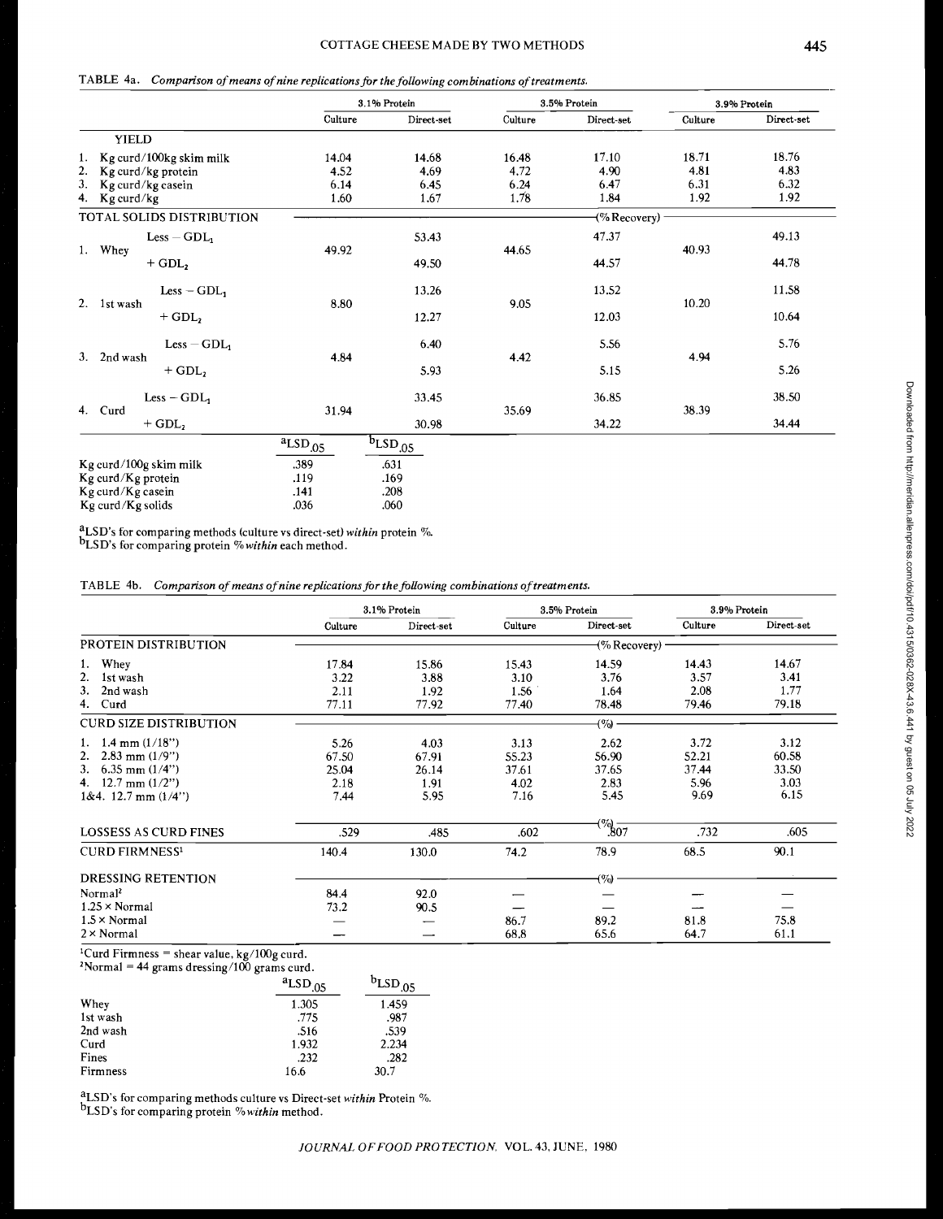TABLE 4a. *Comparison of means of nine replications for the following combinations of treatments.*

| | 3.1% Protein | | 3.5% Protein | | 3.9% Protein | |
|---|---|---|---|---|---|---|
| | Culture | Direct-set | Culture | Direct-set | Culture | Direct-set |
| YIELD | | | | | | |
| 1. Kg curd/100kg skim milk | 14.04 | 14.68 | 16.48 | 17.10 | 18.71 | 18.76 |
| 2. Kg curd/kg protein | 4.52 | 4.69 | 4.72 | 4.90 | 4.81 | 4.83 |
| 3. Kg curd/kg casein | 6.14 | 6.45 | 6.24 | 6.47 | 6.31 | 6.32 |
| 4. Kg curd/kg | 1.60 | 1.67 | 1.78 | 1.84 | 1.92 | 1.92 |
| TOTAL SOLIDS DISTRIBUTION | (% Recovery) | | | | | |
| 1. Whey Less − $GDL_1$ | | 53.43 | | 47.37 | | 49.13 |
| 1. Whey | 49.92 | | 44.65 | | 40.93 | |
| 1. Whey + $GDL_2$ | | 49.50 | | 44.57 | | 44.78 |
| 2. 1st wash Less − $GDL_1$ | | 13.26 | | 13.52 | | 11.58 |
| 2. 1st wash | 8.80 | | 9.05 | | 10.20 | |
| 2. 1st wash + $GDL_2$ | | 12.27 | | 12.03 | | 10.64 |
| 3. 2nd wash Less − $GDL_1$ | | 6.40 | | 5.56 | | 5.76 |
| 3. 2nd wash | 4.84 | | 4.42 | | 4.94 | |
| 3. 2nd wash + $GDL_2$ | | 5.93 | | 5.15 | | 5.26 |
| 4. Curd Less − $GDL_1$ | | 33.45 | | 36.85 | | 38.50 |
| 4. Curd | 31.94 | | 35.69 | | 38.39 | |
| 4. Curd + $GDL_2$ | | 30.98 | | 34.22 | | 34.44 |

| | $^aLSD_{.05}$ | $^bLSD_{.05}$ |
|---|---|---|
| Kg curd/100g skim milk | .389 | .631 |
| Kg curd/Kg protein | .119 | .169 |
| Kg curd/Kg casein | .141 | .208 |
| Kg curd/Kg solids | .036 | .060 |

[a]LSD's for comparing methods (culture vs direct-set) *within* protein %.
[b]LSD's for comparing protein % *within* each method.

TABLE 4b. *Comparison of means of nine replications for the following combinations of treatments.*

| | 3.1% Protein | | 3.5% Protein | | 3.9% Protein | |
|---|---|---|---|---|---|---|
| | Culture | Direct-set | Culture | Direct-set | Culture | Direct-set |
| PROTEIN DISTRIBUTION | (% Recovery) | | | | | |
| 1. Whey | 17.84 | 15.86 | 15.43 | 14.59 | 14.43 | 14.67 |
| 2. 1st wash | 3.22 | 3.88 | 3.10 | 3.76 | 3.57 | 3.41 |
| 3. 2nd wash | 2.11 | 1.92 | 1.56 | 1.64 | 2.08 | 1.77 |
| 4. Curd | 77.11 | 77.92 | 77.40 | 78.48 | 79.46 | 79.18 |
| CURD SIZE DISTRIBUTION | (%) | | | | | |
| 1. 1.4 mm (1/18") | 5.26 | 4.03 | 3.13 | 2.62 | 3.72 | 3.12 |
| 2. 2.83 mm (1/9") | 67.50 | 67.91 | 55.23 | 56.90 | 52.21 | 60.58 |
| 3. 6.35 mm (1/4") | 25.04 | 26.14 | 37.61 | 37.65 | 37.44 | 33.50 |
| 4. 12.7 mm (1/2") | 2.18 | 1.91 | 4.02 | 2.83 | 5.96 | 3.03 |
| 1&4. 12.7 mm (1/4") | 7.44 | 5.95 | 7.16 | 5.45 | 9.69 | 6.15 |
| LOSSESS AS CURD FINES (%) | .529 | .485 | .602 | .807 | .732 | .605 |
| CURD FIRMNESS[1] | 140.4 | 130.0 | 74.2 | 78.9 | 68.5 | 90.1 |
| DRESSING RETENTION | (%) | | | | | |
| Normal[2] | 84.4 | 92.0 | — | — | — | — |
| 1.25 × Normal | 73.2 | 90.5 | — | — | — | — |
| 1.5 × Normal | — | — | 86.7 | 89.2 | 81.8 | 75.8 |
| 2 × Normal | — | — | 68.8 | 65.6 | 64.7 | 61.1 |

[1]Curd Firmness = shear value, kg/100g curd.
[2]Normal = 44 grams dressing/100 grams curd.

| | $^aLSD_{.05}$ | $^bLSD_{.05}$ |
|---|---|---|
| Whey | 1.305 | 1.459 |
| 1st wash | .775 | .987 |
| 2nd wash | .516 | .539 |
| Curd | 1.932 | 2.234 |
| Fines | .232 | .282 |
| Firmness | 16.6 | 30.7 |

[a]LSD's for comparing methods culture vs Direct-set *within* Protein %.
[b]LSD's for comparing protein % *within* method.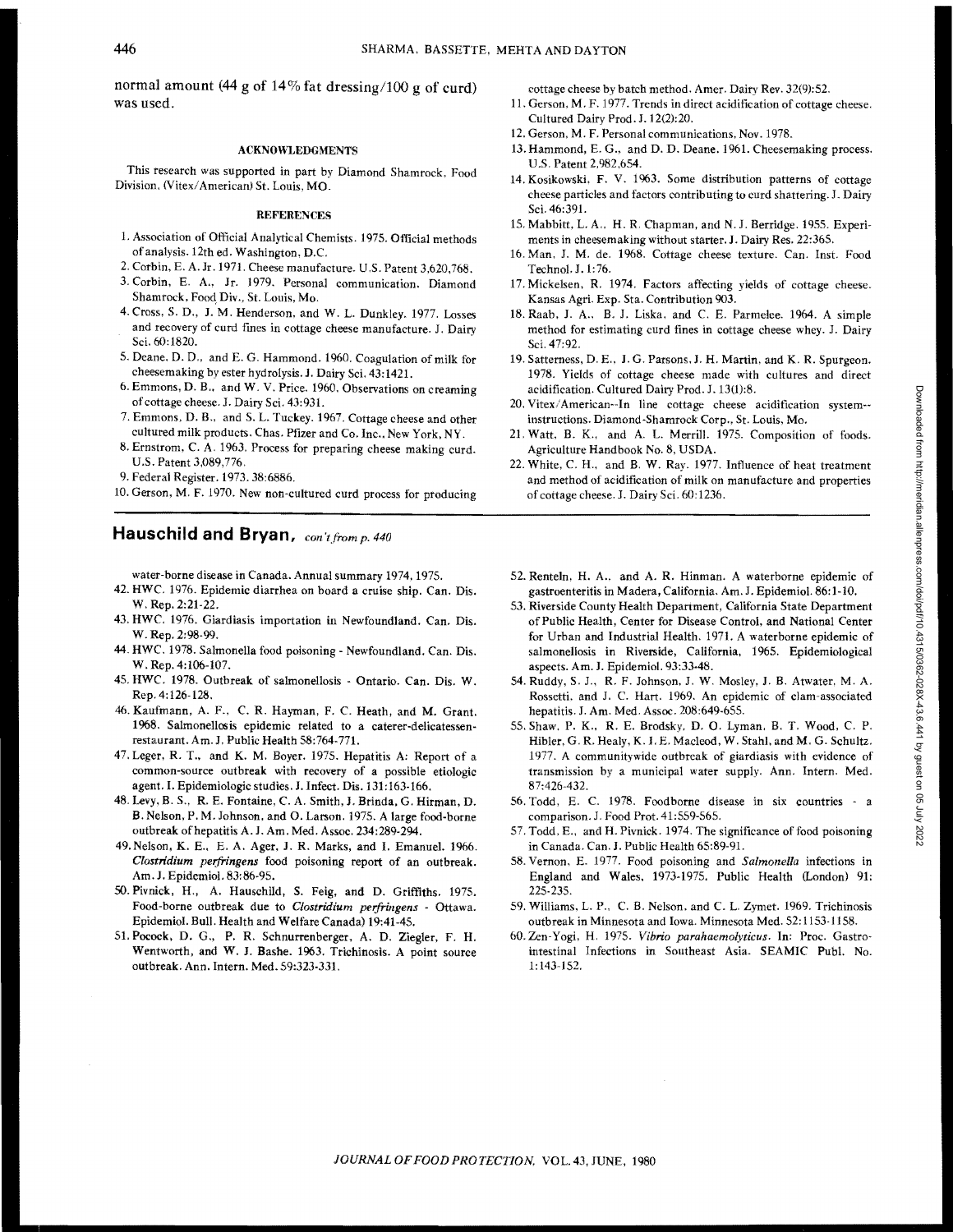normal amount (44 g of 14% fat dressing/100 g of curd) was used.

### ACKNOWLEDGMENTS

This research was supported in part by Diamond Shamrock, Food Division, (Vitex/American) St. Louis, MO.

### REFERENCES

1. Association of Official Analytical Chemists. 1975. Official methods of analysis. 12th ed. Washington, D.C.
2. Corbin, E. A. Jr. 1971. Cheese manufacture. U.S. Patent 3,620,768.
3. Corbin, E. A., Jr. 1979. Personal communication. Diamond Shamrock, Food Div., St. Louis, Mo.
4. Cross, S. D., J. M. Henderson, and W. L. Dunkley. 1977. Losses and recovery of curd fines in cottage cheese manufacture. J. Dairy Sci. 60:1820.
5. Deane, D. D., and E. G. Hammond. 1960. Coagulation of milk for cheesemaking by ester hydrolysis. J. Dairy Sci. 43:1421.
6. Emmons, D. B., and W. V. Price. 1960. Observations on creaming of cottage cheese. J. Dairy Sci. 43:931.
7. Emmons, D. B., and S. L. Tuckey. 1967. Cottage cheese and other cultured milk products. Chas. Pfizer and Co. Inc., New York, NY.
8. Ernstrom, C. A. 1963. Process for preparing cheese making curd. U.S. Patent 3,089,776.
9. Federal Register. 1973. 38:6886.
10. Gerson, M. F. 1970. New non-cultured curd process for producing cottage cheese by batch method. Amer. Dairy Rev. 32(9):52.
11. Gerson, M. F. 1977. Trends in direct acidification of cottage cheese. Cultured Dairy Prod. J. 12(2):20.
12. Gerson, M. F. Personal communications, Nov. 1978.
13. Hammond, E. G., and D. D. Deane. 1961. Cheesemaking process. U.S. Patent 2,982,654.
14. Kosikowski, F. V. 1963. Some distribution patterns of cottage cheese particles and factors contributing to curd shattering. J. Dairy Sci. 46:391.
15. Mabbitt, L. A., H. R. Chapman, and N. J. Berridge. 1955. Experiments in cheesemaking without starter. J. Dairy Res. 22:365.
16. Man, J. M. de. 1968. Cottage cheese texture. Can. Inst. Food Technol. J. 1:76.
17. Mickelsen, R. 1974. Factors affecting yields of cottage cheese. Kansas Agri. Exp. Sta. Contribution 903.
18. Raab, J. A., B. J. Liska, and C. E. Parmelee. 1964. A simple method for estimating curd fines in cottage cheese whey. J. Dairy Sci. 47:92.
19. Satterness, D. E., J. G. Parsons, J. H. Martin, and K. R. Spurgeon. 1978. Yields of cottage cheese made with cultures and direct acidification. Cultured Dairy Prod. J. 13(1):8.
20. Vitex/American--In line cottage cheese acidification system--instructions. Diamond-Shamrock Corp., St. Louis, Mo.
21. Watt, B. K., and A. L. Merrill. 1975. Composition of foods. Agriculture Handbook No. 8, USDA.
22. White, C. H., and B. W. Ray. 1977. Influence of heat treatment and method of acidification of milk on manufacture and properties of cottage cheese. J. Dairy Sci. 60:1236.

## Hauschild and Bryan, *con't from p. 440*

water-borne disease in Canada. Annual summary 1974, 1975.

42. HWC. 1976. Epidemic diarrhea on board a cruise ship. Can. Dis. W. Rep. 2:21-22.
43. HWC. 1976. Giardiasis importation in Newfoundland. Can. Dis. W. Rep. 2:98-99.
44. HWC. 1978. Salmonella food poisoning - Newfoundland. Can. Dis. W. Rep. 4:106-107.
45. HWC. 1978. Outbreak of salmonellosis - Ontario. Can. Dis. W. Rep. 4:126-128.
46. Kaufmann, A. F., C. R. Hayman, F. C. Heath, and M. Grant. 1968. Salmonellosis epidemic related to a caterer-delicatessen-restaurant. Am. J. Public Health 58:764-771.
47. Leger, R. T., and K. M. Boyer. 1975. Hepatitis A: Report of a common-source outbreak with recovery of a possible etiologic agent. I. Epidemiologic studies. J. Infect. Dis. 131:163-166.
48. Levy, B. S., R. E. Fontaine, C. A. Smith, J. Brinda, G. Hirman, D. B. Nelson, P. M. Johnson, and O. Larson. 1975. A large food-borne outbreak of hepatitis A. J. Am. Med. Assoc. 234:289-294.
49. Nelson, K. E., E. A. Ager, J. R. Marks, and I. Emanuel. 1966. *Clostridium perfringens* food poisoning report of an outbreak. Am. J. Epidemiol. 83:86-95.
50. Pivnick, H., A. Hauschild, S. Feig, and D. Griffiths. 1975. Food-borne outbreak due to *Clostridium perfringens* - Ottawa. Epidemiol. Bull. Health and Welfare Canada) 19:41-45.
51. Pocock, D. G., P. R. Schnurrenberger, A. D. Ziegler, F. H. Wentworth, and W. J. Bashe. 1963. Trichinosis. A point source outbreak. Ann. Intern. Med. 59:323-331.
52. Renteln, H. A., and A. R. Hinman. A waterborne epidemic of gastroenteritis in Madera, California. Am. J. Epidemiol. 86:1-10.
53. Riverside County Health Department, California State Department of Public Health, Center for Disease Control, and National Center for Urban and Industrial Health. 1971. A waterborne epidemic of salmonellosis in Riverside, California, 1965. Epidemiological aspects. Am. J. Epidemiol. 93:33-48.
54. Ruddy, S. J., R. F. Johnson, J. W. Mosley, J. B. Atwater, M. A. Rossetti, and J. C. Hart. 1969. An epidemic of clam-associated hepatitis. J. Am. Med. Assoc. 208:649-655.
55. Shaw, P. K., R. E. Brodsky, D. O. Lyman, B. T. Wood, C. P. Hibler, G. R. Healy, K. I. E. Macleod, W. Stahl, and M. G. Schultz. 1977. A communitywide outbreak of giardiasis with evidence of transmission by a municipal water supply. Ann. Intern. Med. 87:426-432.
56. Todd, E. C. 1978. Foodborne disease in six countries - a comparison. J. Food Prot. 41:559-565.
57. Todd, E., and H. Pivnick. 1974. The significance of food poisoning in Canada. Can. J. Public Health 65:89-91.
58. Vernon, E. 1977. Food poisoning and *Salmonella* infections in England and Wales, 1973-1975. Public Health (London) 91: 225-235.
59. Williams, L. P., C. B. Nelson, and C. L. Zymet. 1969. Trichinosis outbreak in Minnesota and Iowa. Minnesota Med. 52:1153-1158.
60. Zen-Yogi, H. 1975. *Vibrio parahaemolyticus*. In: Proc. Gastrointestinal Infections in Southeast Asia. SEAMIC Publ. No. 1:143-152.